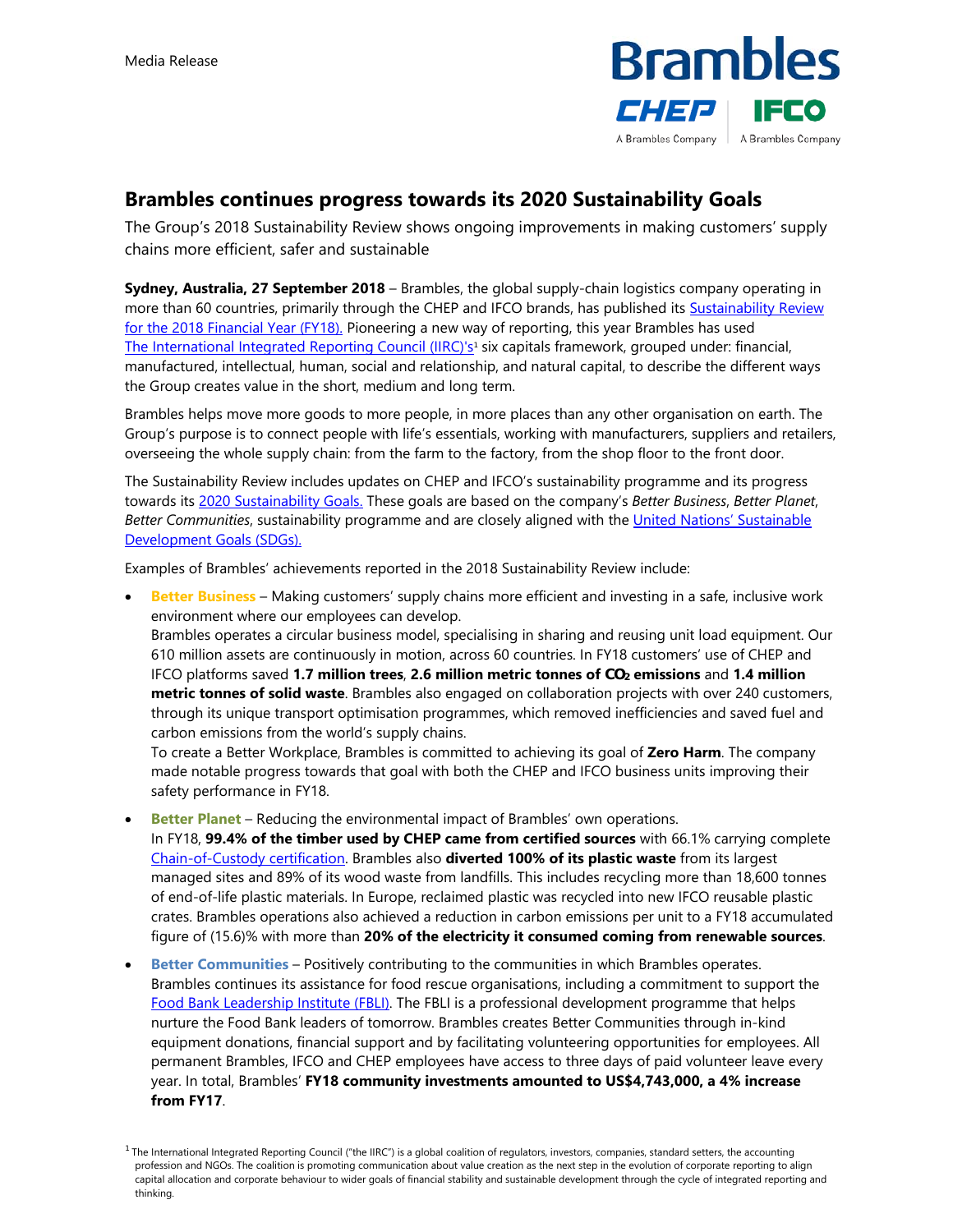Media Release

# Brambles continues progress towards its 2020 Sustainability Goals

The Group's 2018 Sustainability Review shows ongoing improvements in making customers' supply chains more efficient, safer and sustainable

**Sydney, Australia, 27 September 2018** – Brambles, the global supply-chain logistics company operating in more than 60 countries, primarily through the CHEP and IFCO brands, has published its Sustainability Review for the 2018 Financial Year (FY18). Pioneering a new way of reporting, this year Brambles has used The International Integrated Reporting Council (IIRC)'s[1] six capitals framework, grouped under: financial, manufactured, intellectual, human, social and relationship, and natural capital, to describe the different ways the Group creates value in the short, medium and long term.

Brambles helps move more goods to more people, in more places than any other organisation on earth. The Group's purpose is to connect people with life's essentials, working with manufacturers, suppliers and retailers, overseeing the whole supply chain: from the farm to the factory, from the shop floor to the front door.

The Sustainability Review includes updates on CHEP and IFCO's sustainability programme and its progress towards its 2020 Sustainability Goals. These goals are based on the company's *Better Business*, *Better Planet*, *Better Communities*, sustainability programme and are closely aligned with the United Nations' Sustainable Development Goals (SDGs).

Examples of Brambles' achievements reported in the 2018 Sustainability Review include:

- **Better Business** – Making customers' supply chains more efficient and investing in a safe, inclusive work environment where our employees can develop.
  Brambles operates a circular business model, specialising in sharing and reusing unit load equipment. Our 610 million assets are continuously in motion, across 60 countries. In FY18 customers' use of CHEP and IFCO platforms saved **1.7 million trees**, **2.6 million metric tonnes of $CO_2$ emissions** and **1.4 million metric tonnes of solid waste**. Brambles also engaged on collaboration projects with over 240 customers, through its unique transport optimisation programmes, which removed inefficiencies and saved fuel and carbon emissions from the world's supply chains.
  To create a Better Workplace, Brambles is committed to achieving its goal of **Zero Harm**. The company made notable progress towards that goal with both the CHEP and IFCO business units improving their safety performance in FY18.

- **Better Planet** – Reducing the environmental impact of Brambles' own operations.
  In FY18, **99.4% of the timber used by CHEP came from certified sources** with 66.1% carrying complete Chain-of-Custody certification. Brambles also **diverted 100% of its plastic waste** from its largest managed sites and 89% of its wood waste from landfills. This includes recycling more than 18,600 tonnes of end-of-life plastic materials. In Europe, reclaimed plastic was recycled into new IFCO reusable plastic crates. Brambles operations also achieved a reduction in carbon emissions per unit to a FY18 accumulated figure of (15.6)% with more than **20% of the electricity it consumed coming from renewable sources**.

- **Better Communities** – Positively contributing to the communities in which Brambles operates.
  Brambles continues its assistance for food rescue organisations, including a commitment to support the Food Bank Leadership Institute (FBLI). The FBLI is a professional development programme that helps nurture the Food Bank leaders of tomorrow. Brambles creates Better Communities through in-kind equipment donations, financial support and by facilitating volunteering opportunities for employees. All permanent Brambles, IFCO and CHEP employees have access to three days of paid volunteer leave every year. In total, Brambles' **FY18 community investments amounted to US$4,743,000, a 4% increase from FY17**.

[1] The International Integrated Reporting Council ("the IIRC") is a global coalition of regulators, investors, companies, standard setters, the accounting profession and NGOs. The coalition is promoting communication about value creation as the next step in the evolution of corporate reporting to align capital allocation and corporate behaviour to wider goals of financial stability and sustainable development through the cycle of integrated reporting and thinking.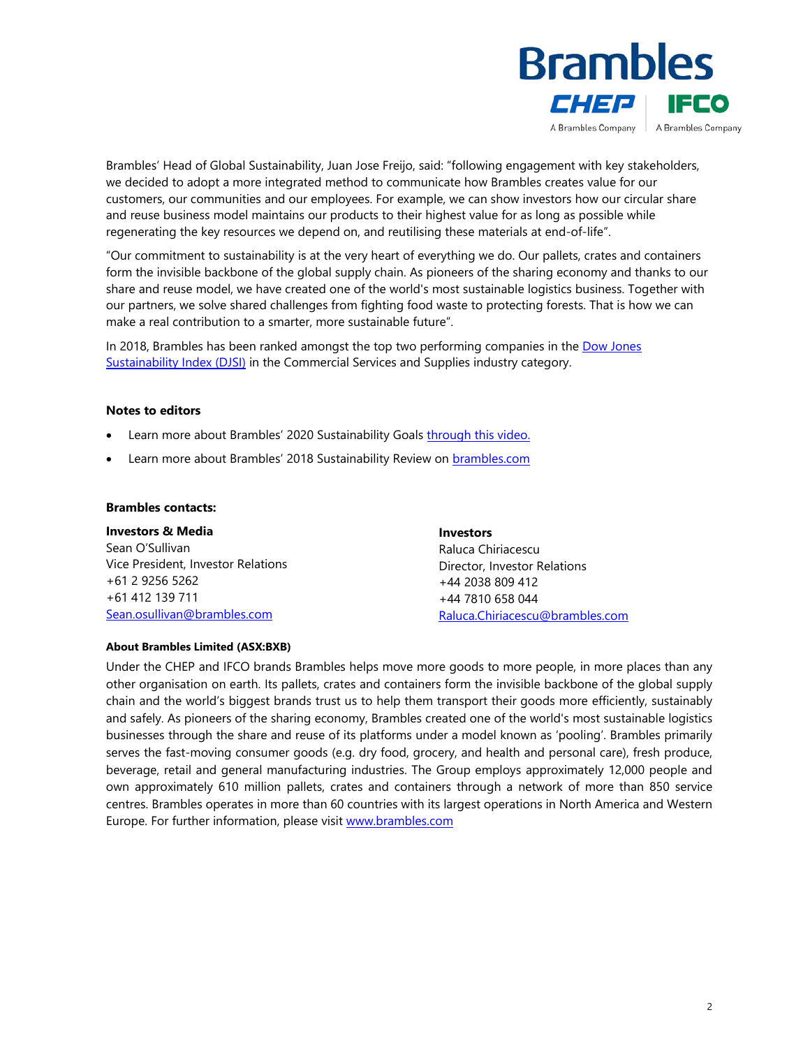Brambles' Head of Global Sustainability, Juan Jose Freijo, said: "following engagement with key stakeholders, we decided to adopt a more integrated method to communicate how Brambles creates value for our customers, our communities and our employees. For example, we can show investors how our circular share and reuse business model maintains our products to their highest value for as long as possible while regenerating the key resources we depend on, and reutilising these materials at end-of-life".

"Our commitment to sustainability is at the very heart of everything we do. Our pallets, crates and containers form the invisible backbone of the global supply chain. As pioneers of the sharing economy and thanks to our share and reuse model, we have created one of the world's most sustainable logistics business. Together with our partners, we solve shared challenges from fighting food waste to protecting forests. That is how we can make a real contribution to a smarter, more sustainable future".

In 2018, Brambles has been ranked amongst the top two performing companies in the Dow Jones Sustainability Index (DJSI) in the Commercial Services and Supplies industry category.

**Notes to editors**

- Learn more about Brambles' 2020 Sustainability Goals through this video.
- Learn more about Brambles' 2018 Sustainability Review on brambles.com

**Brambles contacts:**

**Investors & Media**
Sean O'Sullivan
Vice President, Investor Relations
+61 2 9256 5262
+61 412 139 711
Sean.osullivan@brambles.com

**Investors**
Raluca Chiriacescu
Director, Investor Relations
+44 2038 809 412
+44 7810 658 044
Raluca.Chiriacescu@brambles.com

**About Brambles Limited (ASX:BXB)**

Under the CHEP and IFCO brands Brambles helps move more goods to more people, in more places than any other organisation on earth. Its pallets, crates and containers form the invisible backbone of the global supply chain and the world's biggest brands trust us to help them transport their goods more efficiently, sustainably and safely. As pioneers of the sharing economy, Brambles created one of the world's most sustainable logistics businesses through the share and reuse of its platforms under a model known as 'pooling'. Brambles primarily serves the fast-moving consumer goods (e.g. dry food, grocery, and health and personal care), fresh produce, beverage, retail and general manufacturing industries. The Group employs approximately 12,000 people and own approximately 610 million pallets, crates and containers through a network of more than 850 service centres. Brambles operates in more than 60 countries with its largest operations in North America and Western Europe. For further information, please visit www.brambles.com